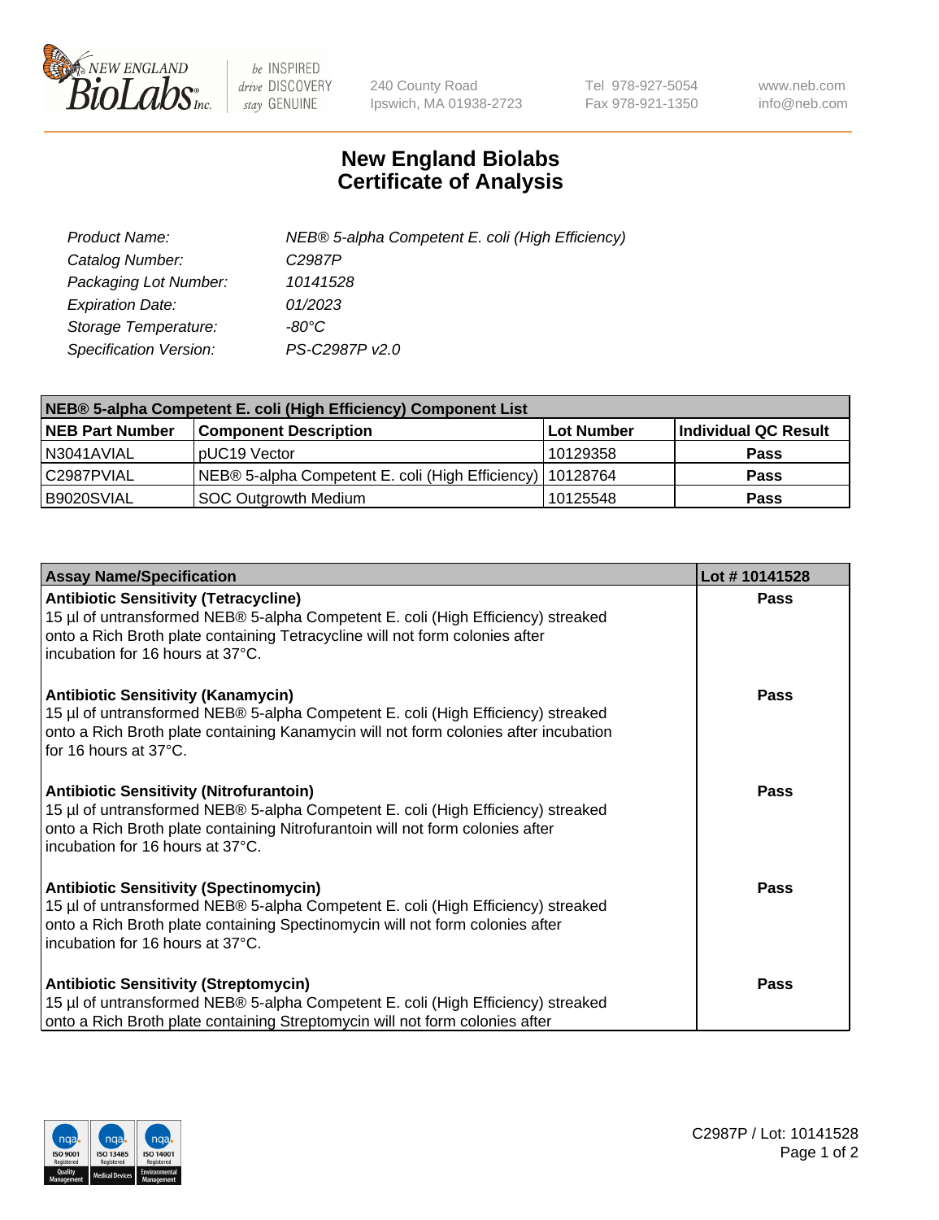NEW ENGLAND BioLabs Inc. — be INSPIRED drive DISCOVERY stay GENUINE

240 County Road
Ipswich, MA 01938-2723

Tel 978-927-5054
Fax 978-921-1350

www.neb.com
info@neb.com

# New England Biolabs
# Certificate of Analysis

| | |
|---|---|
| *Product Name:* | *NEB® 5-alpha Competent E. coli (High Efficiency)* |
| *Catalog Number:* | *C2987P* |
| *Packaging Lot Number:* | *10141528* |
| *Expiration Date:* | *01/2023* |
| *Storage Temperature:* | *-80°C* |
| *Specification Version:* | *PS-C2987P v2.0* |

| **NEB® 5-alpha Competent E. coli (High Efficiency) Component List** | | | |
|---|---|---|---|
| **NEB Part Number** | **Component Description** | **Lot Number** | **Individual QC Result** |
| N3041AVIAL | pUC19 Vector | 10129358 | **Pass** |
| C2987PVIAL | NEB® 5-alpha Competent E. coli (High Efficiency) | 10128764 | **Pass** |
| B9020SVIAL | SOC Outgrowth Medium | 10125548 | **Pass** |

| **Assay Name/Specification** | **Lot # 10141528** |
|---|---|
| **Antibiotic Sensitivity (Tetracycline)** 15 µl of untransformed NEB® 5-alpha Competent E. coli (High Efficiency) streaked onto a Rich Broth plate containing Tetracycline will not form colonies after incubation for 16 hours at 37°C. | **Pass** |
| **Antibiotic Sensitivity (Kanamycin)** 15 µl of untransformed NEB® 5-alpha Competent E. coli (High Efficiency) streaked onto a Rich Broth plate containing Kanamycin will not form colonies after incubation for 16 hours at 37°C. | **Pass** |
| **Antibiotic Sensitivity (Nitrofurantoin)** 15 µl of untransformed NEB® 5-alpha Competent E. coli (High Efficiency) streaked onto a Rich Broth plate containing Nitrofurantoin will not form colonies after incubation for 16 hours at 37°C. | **Pass** |
| **Antibiotic Sensitivity (Spectinomycin)** 15 µl of untransformed NEB® 5-alpha Competent E. coli (High Efficiency) streaked onto a Rich Broth plate containing Spectinomycin will not form colonies after incubation for 16 hours at 37°C. | **Pass** |
| **Antibiotic Sensitivity (Streptomycin)** 15 µl of untransformed NEB® 5-alpha Competent E. coli (High Efficiency) streaked onto a Rich Broth plate containing Streptomycin will not form colonies after | **Pass** |

C2987P / Lot: 10141528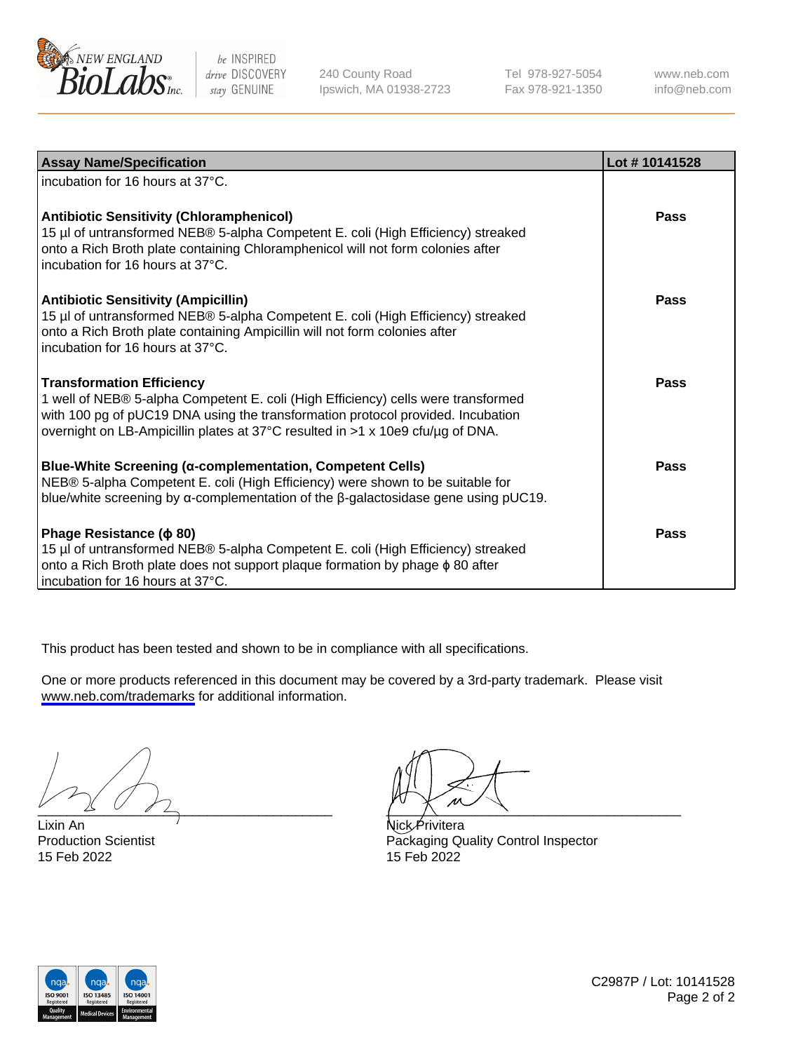| Assay Name/Specification | Lot # 10141528 |
|---|---|
| incubation for 16 hours at 37°C. | |
| **Antibiotic Sensitivity (Chloramphenicol)**<br>15 µl of untransformed NEB® 5-alpha Competent E. coli (High Efficiency) streaked onto a Rich Broth plate containing Chloramphenicol will not form colonies after incubation for 16 hours at 37°C. | Pass |
| **Antibiotic Sensitivity (Ampicillin)**<br>15 µl of untransformed NEB® 5-alpha Competent E. coli (High Efficiency) streaked onto a Rich Broth plate containing Ampicillin will not form colonies after incubation for 16 hours at 37°C. | Pass |
| **Transformation Efficiency**<br>1 well of NEB® 5-alpha Competent E. coli (High Efficiency) cells were transformed with 100 pg of pUC19 DNA using the transformation protocol provided. Incubation overnight on LB-Ampicillin plates at 37°C resulted in >1 x 10e9 cfu/µg of DNA. | Pass |
| **Blue-White Screening (α-complementation, Competent Cells)**<br>NEB® 5-alpha Competent E. coli (High Efficiency) were shown to be suitable for blue/white screening by α-complementation of the β-galactosidase gene using pUC19. | Pass |
| **Phage Resistance (ϕ 80)**<br>15 µl of untransformed NEB® 5-alpha Competent E. coli (High Efficiency) streaked onto a Rich Broth plate does not support plaque formation by phage ϕ 80 after incubation for 16 hours at 37°C. | Pass |

This product has been tested and shown to be in compliance with all specifications.

One or more products referenced in this document may be covered by a 3rd-party trademark. Please visit www.neb.com/trademarks for additional information.

Lixin An
Production Scientist
15 Feb 2022

Nick Privitera
Packaging Quality Control Inspector
15 Feb 2022

C2987P / Lot: 10141528